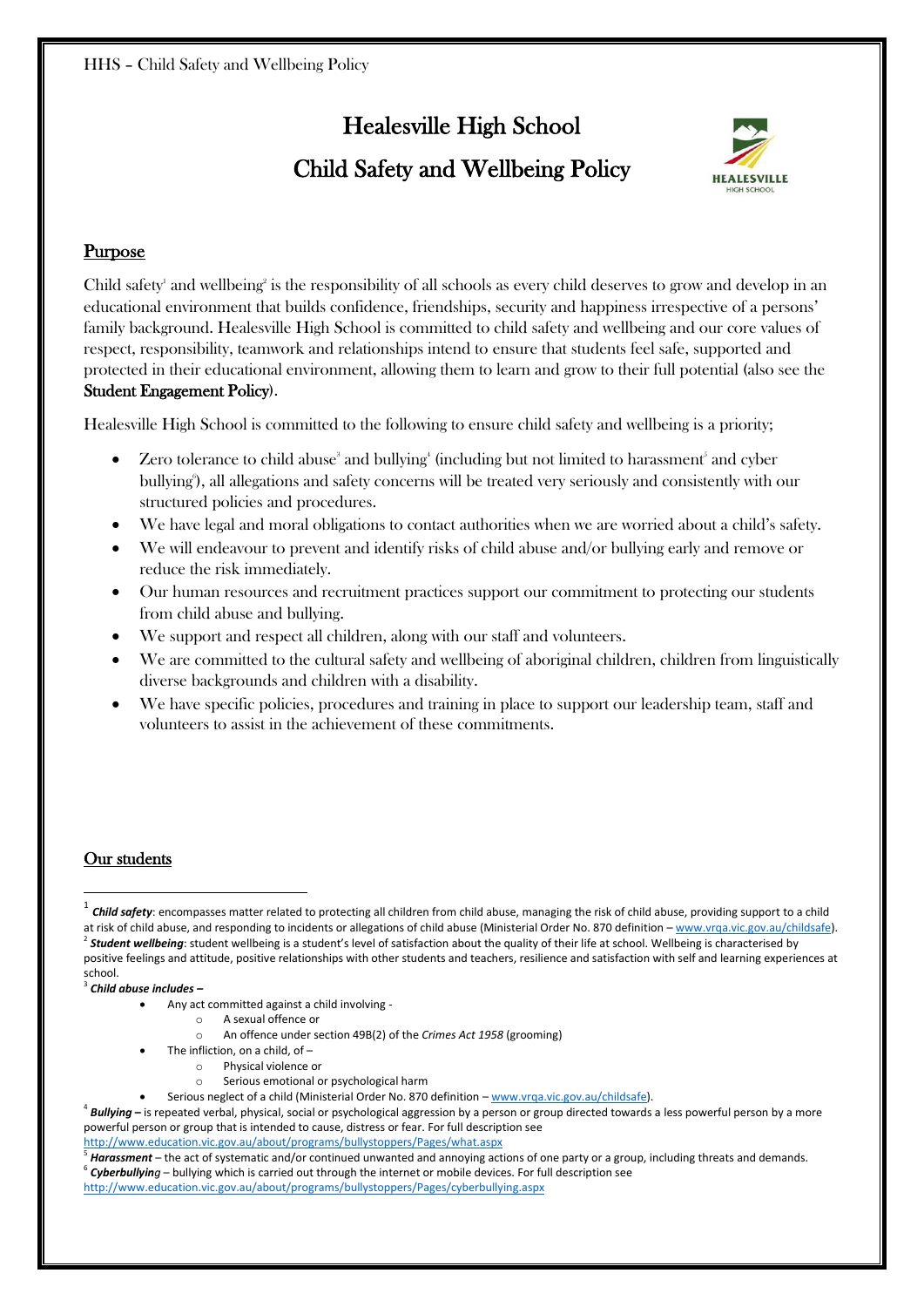# Healesville High School

# Child Safety and Wellbeing Policy

## Purpose

Child safety[1] and wellbeing[2] is the responsibility of all schools as every child deserves to grow and develop in an educational environment that builds confidence, friendships, security and happiness irrespective of a persons' family background. Healesville High School is committed to child safety and wellbeing and our core values of respect, responsibility, teamwork and relationships intend to ensure that students feel safe, supported and protected in their educational environment, allowing them to learn and grow to their full potential (also see the **Student Engagement Policy**).

Healesville High School is committed to the following to ensure child safety and wellbeing is a priority;

- Zero tolerance to child abuse[3] and bullying[4] (including but not limited to harassment[5] and cyber bullying[6]), all allegations and safety concerns will be treated very seriously and consistently with our structured policies and procedures.
- We have legal and moral obligations to contact authorities when we are worried about a child's safety.
- We will endeavour to prevent and identify risks of child abuse and/or bullying early and remove or reduce the risk immediately.
- Our human resources and recruitment practices support our commitment to protecting our students from child abuse and bullying.
- We support and respect all children, along with our staff and volunteers.
- We are committed to the cultural safety and wellbeing of aboriginal children, children from linguistically diverse backgrounds and children with a disability.
- We have specific policies, procedures and training in place to support our leadership team, staff and volunteers to assist in the achievement of these commitments.

## Our students

---

[1] ***Child safety***: encompasses matter related to protecting all children from child abuse, managing the risk of child abuse, providing support to a child at risk of child abuse, and responding to incidents or allegations of child abuse (Ministerial Order No. 870 definition – www.vrqa.vic.gov.au/childsafe).

[2] ***Student wellbeing***: student wellbeing is a student's level of satisfaction about the quality of their life at school. Wellbeing is characterised by positive feelings and attitude, positive relationships with other students and teachers, resilience and satisfaction with self and learning experiences at school.

[3] ***Child abuse includes –***

- Any act committed against a child involving -
  - A sexual offence or
  - An offence under section 49B(2) of the *Crimes Act 1958* (grooming)
- The infliction, on a child, of –
  - Physical violence or
  - Serious emotional or psychological harm
- Serious neglect of a child (Ministerial Order No. 870 definition – www.vrqa.vic.gov.au/childsafe).

[4] ***Bullying –*** is repeated verbal, physical, social or psychological aggression by a person or group directed towards a less powerful person by a more powerful person or group that is intended to cause, distress or fear. For full description see http://www.education.vic.gov.au/about/programs/bullystoppers/Pages/what.aspx

[5] ***Harassment*** – the act of systematic and/or continued unwanted and annoying actions of one party or a group, including threats and demands.

[6] ***Cyberbullying*** – bullying which is carried out through the internet or mobile devices. For full description see http://www.education.vic.gov.au/about/programs/bullystoppers/Pages/cyberbullying.aspx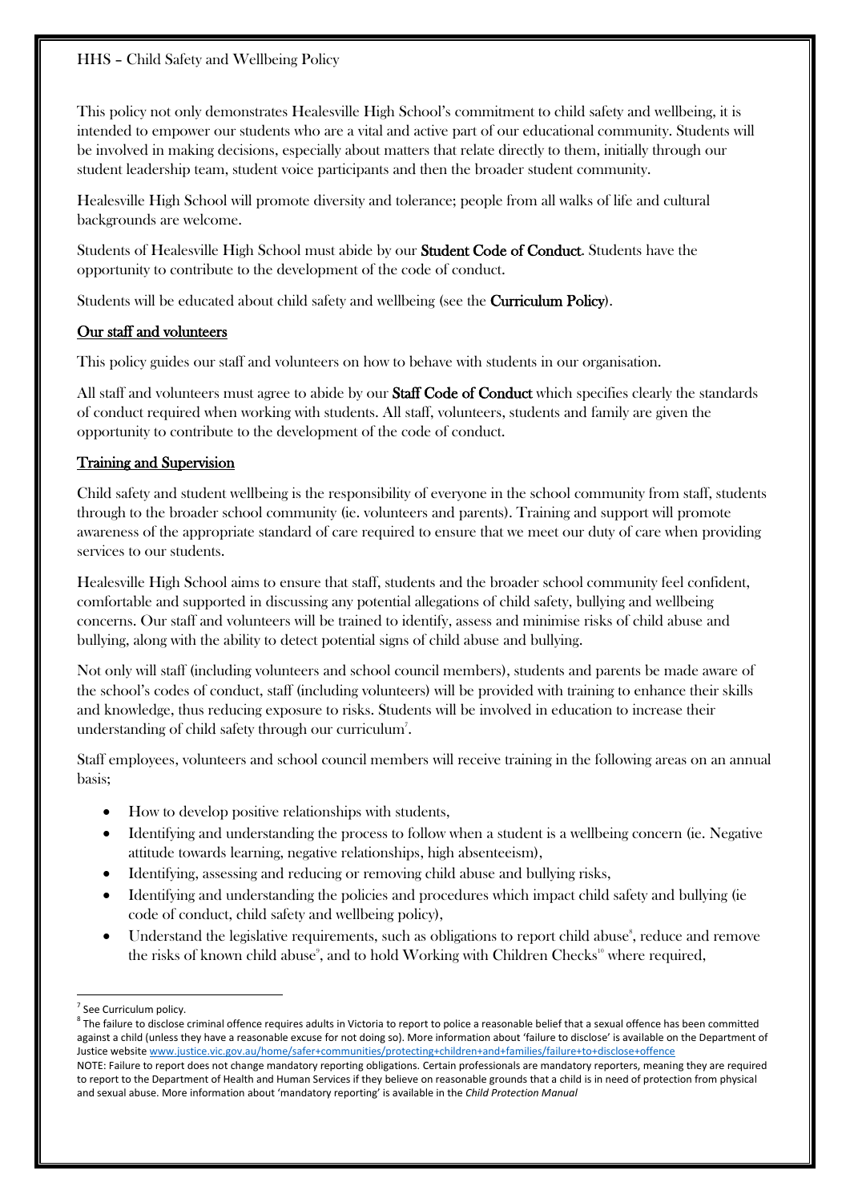This policy not only demonstrates Healesville High School's commitment to child safety and wellbeing, it is intended to empower our students who are a vital and active part of our educational community. Students will be involved in making decisions, especially about matters that relate directly to them, initially through our student leadership team, student voice participants and then the broader student community.

Healesville High School will promote diversity and tolerance; people from all walks of life and cultural backgrounds are welcome.

Students of Healesville High School must abide by our **Student Code of Conduct**. Students have the opportunity to contribute to the development of the code of conduct.

Students will be educated about child safety and wellbeing (see the **Curriculum Policy**).

## Our staff and volunteers

This policy guides our staff and volunteers on how to behave with students in our organisation.

All staff and volunteers must agree to abide by our **Staff Code of Conduct** which specifies clearly the standards of conduct required when working with students. All staff, volunteers, students and family are given the opportunity to contribute to the development of the code of conduct.

## Training and Supervision

Child safety and student wellbeing is the responsibility of everyone in the school community from staff, students through to the broader school community (ie. volunteers and parents). Training and support will promote awareness of the appropriate standard of care required to ensure that we meet our duty of care when providing services to our students.

Healesville High School aims to ensure that staff, students and the broader school community feel confident, comfortable and supported in discussing any potential allegations of child safety, bullying and wellbeing concerns. Our staff and volunteers will be trained to identify, assess and minimise risks of child abuse and bullying, along with the ability to detect potential signs of child abuse and bullying.

Not only will staff (including volunteers and school council members), students and parents be made aware of the school's codes of conduct, staff (including volunteers) will be provided with training to enhance their skills and knowledge, thus reducing exposure to risks. Students will be involved in education to increase their understanding of child safety through our curriculum[7].

Staff employees, volunteers and school council members will receive training in the following areas on an annual basis;

- How to develop positive relationships with students,
- Identifying and understanding the process to follow when a student is a wellbeing concern (ie. Negative attitude towards learning, negative relationships, high absenteeism),
- Identifying, assessing and reducing or removing child abuse and bullying risks,
- Identifying and understanding the policies and procedures which impact child safety and bullying (ie code of conduct, child safety and wellbeing policy),
- Understand the legislative requirements, such as obligations to report child abuse[8], reduce and remove the risks of known child abuse[9], and to hold Working with Children Checks[10] where required,

---

[7] See Curriculum policy.

[8] The failure to disclose criminal offence requires adults in Victoria to report to police a reasonable belief that a sexual offence has been committed against a child (unless they have a reasonable excuse for not doing so). More information about 'failure to disclose' is available on the Department of Justice website www.justice.vic.gov.au/home/safer+communities/protecting+children+and+families/failure+to+disclose+offence

NOTE: Failure to report does not change mandatory reporting obligations. Certain professionals are mandatory reporters, meaning they are required to report to the Department of Health and Human Services if they believe on reasonable grounds that a child is in need of protection from physical and sexual abuse. More information about 'mandatory reporting' is available in the *Child Protection Manual*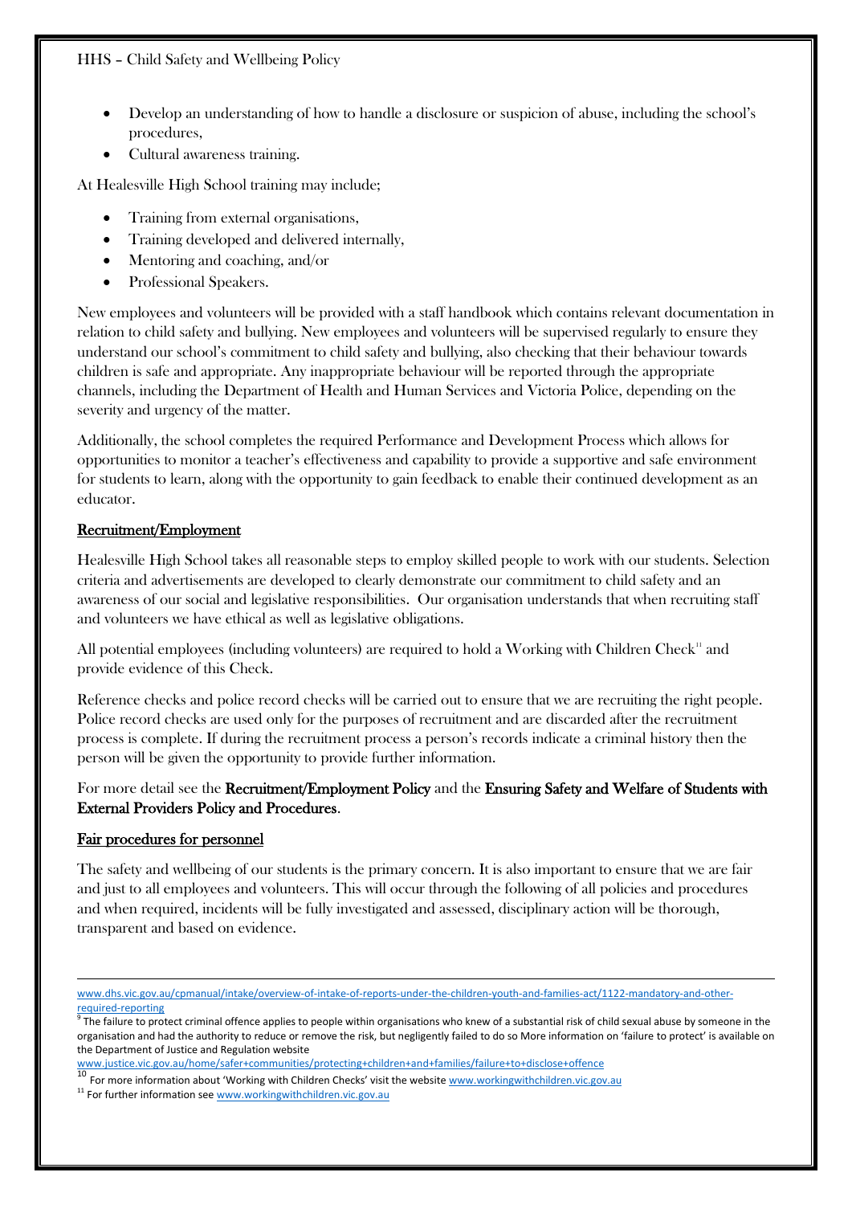- Develop an understanding of how to handle a disclosure or suspicion of abuse, including the school's procedures,
- Cultural awareness training.

At Healesville High School training may include;

- Training from external organisations,
- Training developed and delivered internally,
- Mentoring and coaching, and/or
- Professional Speakers.

New employees and volunteers will be provided with a staff handbook which contains relevant documentation in relation to child safety and bullying. New employees and volunteers will be supervised regularly to ensure they understand our school's commitment to child safety and bullying, also checking that their behaviour towards children is safe and appropriate. Any inappropriate behaviour will be reported through the appropriate channels, including the Department of Health and Human Services and Victoria Police, depending on the severity and urgency of the matter.

Additionally, the school completes the required Performance and Development Process which allows for opportunities to monitor a teacher's effectiveness and capability to provide a supportive and safe environment for students to learn, along with the opportunity to gain feedback to enable their continued development as an educator.

## Recruitment/Employment

Healesville High School takes all reasonable steps to employ skilled people to work with our students. Selection criteria and advertisements are developed to clearly demonstrate our commitment to child safety and an awareness of our social and legislative responsibilities. Our organisation understands that when recruiting staff and volunteers we have ethical as well as legislative obligations.

All potential employees (including volunteers) are required to hold a Working with Children Check[11] and provide evidence of this Check.

Reference checks and police record checks will be carried out to ensure that we are recruiting the right people. Police record checks are used only for the purposes of recruitment and are discarded after the recruitment process is complete. If during the recruitment process a person's records indicate a criminal history then the person will be given the opportunity to provide further information.

For more detail see the **Recruitment/Employment Policy** and the **Ensuring Safety and Welfare of Students with External Providers Policy and Procedures**.

## Fair procedures for personnel

The safety and wellbeing of our students is the primary concern. It is also important to ensure that we are fair and just to all employees and volunteers. This will occur through the following of all policies and procedures and when required, incidents will be fully investigated and assessed, disciplinary action will be thorough, transparent and based on evidence.

---

www.dhs.vic.gov.au/cpmanual/intake/overview-of-intake-of-reports-under-the-children-youth-and-families-act/1122-mandatory-and-other-required-reporting

[9] The failure to protect criminal offence applies to people within organisations who knew of a substantial risk of child sexual abuse by someone in the organisation and had the authority to reduce or remove the risk, but negligently failed to do so More information on 'failure to protect' is available on the Department of Justice and Regulation website www.justice.vic.gov.au/home/safer+communities/protecting+children+and+families/failure+to+disclose+offence

[10] For more information about 'Working with Children Checks' visit the website www.workingwithchildren.vic.gov.au

[11] For further information see www.workingwithchildren.vic.gov.au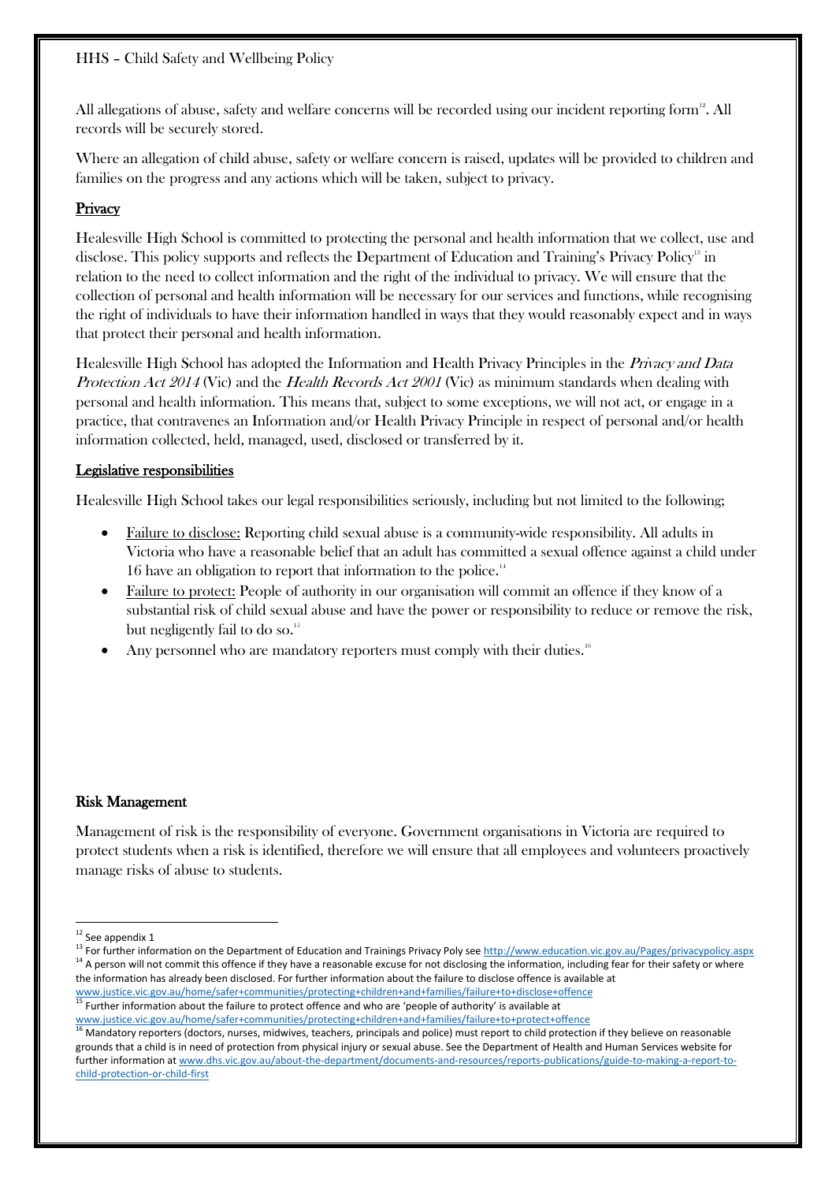All allegations of abuse, safety and welfare concerns will be recorded using our incident reporting form[12]. All records will be securely stored.

Where an allegation of child abuse, safety or welfare concern is raised, updates will be provided to children and families on the progress and any actions which will be taken, subject to privacy.

## Privacy

Healesville High School is committed to protecting the personal and health information that we collect, use and disclose. This policy supports and reflects the Department of Education and Training's Privacy Policy[13] in relation to the need to collect information and the right of the individual to privacy. We will ensure that the collection of personal and health information will be necessary for our services and functions, while recognising the right of individuals to have their information handled in ways that they would reasonably expect and in ways that protect their personal and health information.

Healesville High School has adopted the Information and Health Privacy Principles in the *Privacy and Data Protection Act 2014* (Vic) and the *Health Records Act 2001* (Vic) as minimum standards when dealing with personal and health information. This means that, subject to some exceptions, we will not act, or engage in a practice, that contravenes an Information and/or Health Privacy Principle in respect of personal and/or health information collected, held, managed, used, disclosed or transferred by it.

## Legislative responsibilities

Healesville High School takes our legal responsibilities seriously, including but not limited to the following;

- Failure to disclose: Reporting child sexual abuse is a community-wide responsibility. All adults in Victoria who have a reasonable belief that an adult has committed a sexual offence against a child under 16 have an obligation to report that information to the police.[14]
- Failure to protect: People of authority in our organisation will commit an offence if they know of a substantial risk of child sexual abuse and have the power or responsibility to reduce or remove the risk, but negligently fail to do so.[15]
- Any personnel who are mandatory reporters must comply with their duties.[16]

## Risk Management

Management of risk is the responsibility of everyone. Government organisations in Victoria are required to protect students when a risk is identified, therefore we will ensure that all employees and volunteers proactively manage risks of abuse to students.

---

[12] See appendix 1

[13] For further information on the Department of Education and Trainings Privacy Poly see http://www.education.vic.gov.au/Pages/privacypolicy.aspx

[14] A person will not commit this offence if they have a reasonable excuse for not disclosing the information, including fear for their safety or where the information has already been disclosed. For further information about the failure to disclose offence is available at www.justice.vic.gov.au/home/safer+communities/protecting+children+and+families/failure+to+disclose+offence

[15] Further information about the failure to protect offence and who are 'people of authority' is available at www.justice.vic.gov.au/home/safer+communities/protecting+children+and+families/failure+to+protect+offence

[16] Mandatory reporters (doctors, nurses, midwives, teachers, principals and police) must report to child protection if they believe on reasonable grounds that a child is in need of protection from physical injury or sexual abuse. See the Department of Health and Human Services website for further information at www.dhs.vic.gov.au/about-the-department/documents-and-resources/reports-publications/guide-to-making-a-report-to-child-protection-or-child-first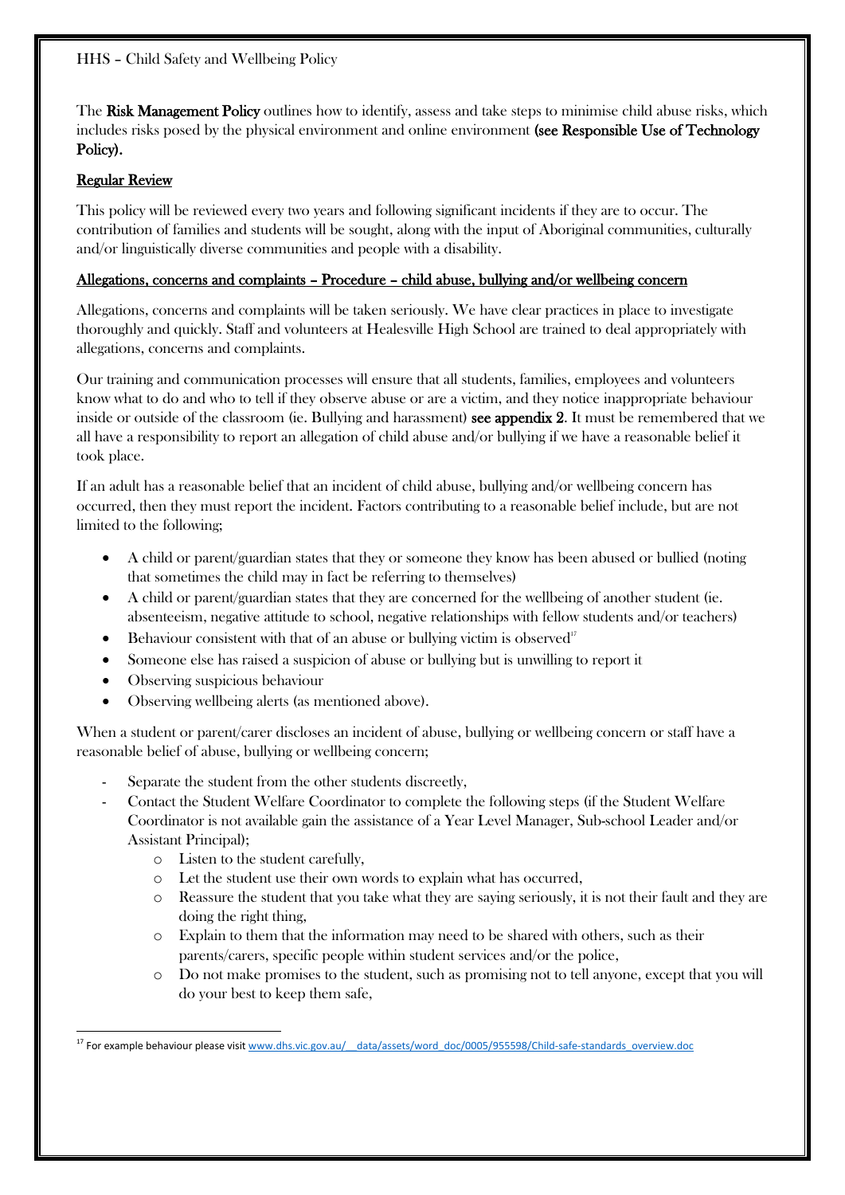The **Risk Management Policy** outlines how to identify, assess and take steps to minimise child abuse risks, which includes risks posed by the physical environment and online environment **(see Responsible Use of Technology Policy).**

## Regular Review

This policy will be reviewed every two years and following significant incidents if they are to occur. The contribution of families and students will be sought, along with the input of Aboriginal communities, culturally and/or linguistically diverse communities and people with a disability.

## Allegations, concerns and complaints – Procedure – child abuse, bullying and/or wellbeing concern

Allegations, concerns and complaints will be taken seriously. We have clear practices in place to investigate thoroughly and quickly. Staff and volunteers at Healesville High School are trained to deal appropriately with allegations, concerns and complaints.

Our training and communication processes will ensure that all students, families, employees and volunteers know what to do and who to tell if they observe abuse or are a victim, and they notice inappropriate behaviour inside or outside of the classroom (ie. Bullying and harassment) **see appendix 2**. It must be remembered that we all have a responsibility to report an allegation of child abuse and/or bullying if we have a reasonable belief it took place.

If an adult has a reasonable belief that an incident of child abuse, bullying and/or wellbeing concern has occurred, then they must report the incident. Factors contributing to a reasonable belief include, but are not limited to the following;

- A child or parent/guardian states that they or someone they know has been abused or bullied (noting that sometimes the child may in fact be referring to themselves)
- A child or parent/guardian states that they are concerned for the wellbeing of another student (ie. absenteeism, negative attitude to school, negative relationships with fellow students and/or teachers)
- Behaviour consistent with that of an abuse or bullying victim is observed[17]
- Someone else has raised a suspicion of abuse or bullying but is unwilling to report it
- Observing suspicious behaviour
- Observing wellbeing alerts (as mentioned above).

When a student or parent/carer discloses an incident of abuse, bullying or wellbeing concern or staff have a reasonable belief of abuse, bullying or wellbeing concern;

- Separate the student from the other students discreetly,
- Contact the Student Welfare Coordinator to complete the following steps (if the Student Welfare Coordinator is not available gain the assistance of a Year Level Manager, Sub-school Leader and/or Assistant Principal);
  - Listen to the student carefully,
  - Let the student use their own words to explain what has occurred,
  - Reassure the student that you take what they are saying seriously, it is not their fault and they are doing the right thing,
  - Explain to them that the information may need to be shared with others, such as their parents/carers, specific people within student services and/or the police,
  - Do not make promises to the student, such as promising not to tell anyone, except that you will do your best to keep them safe,

[17] For example behaviour please visit www.dhs.vic.gov.au/__data/assets/word_doc/0005/955598/Child-safe-standards_overview.doc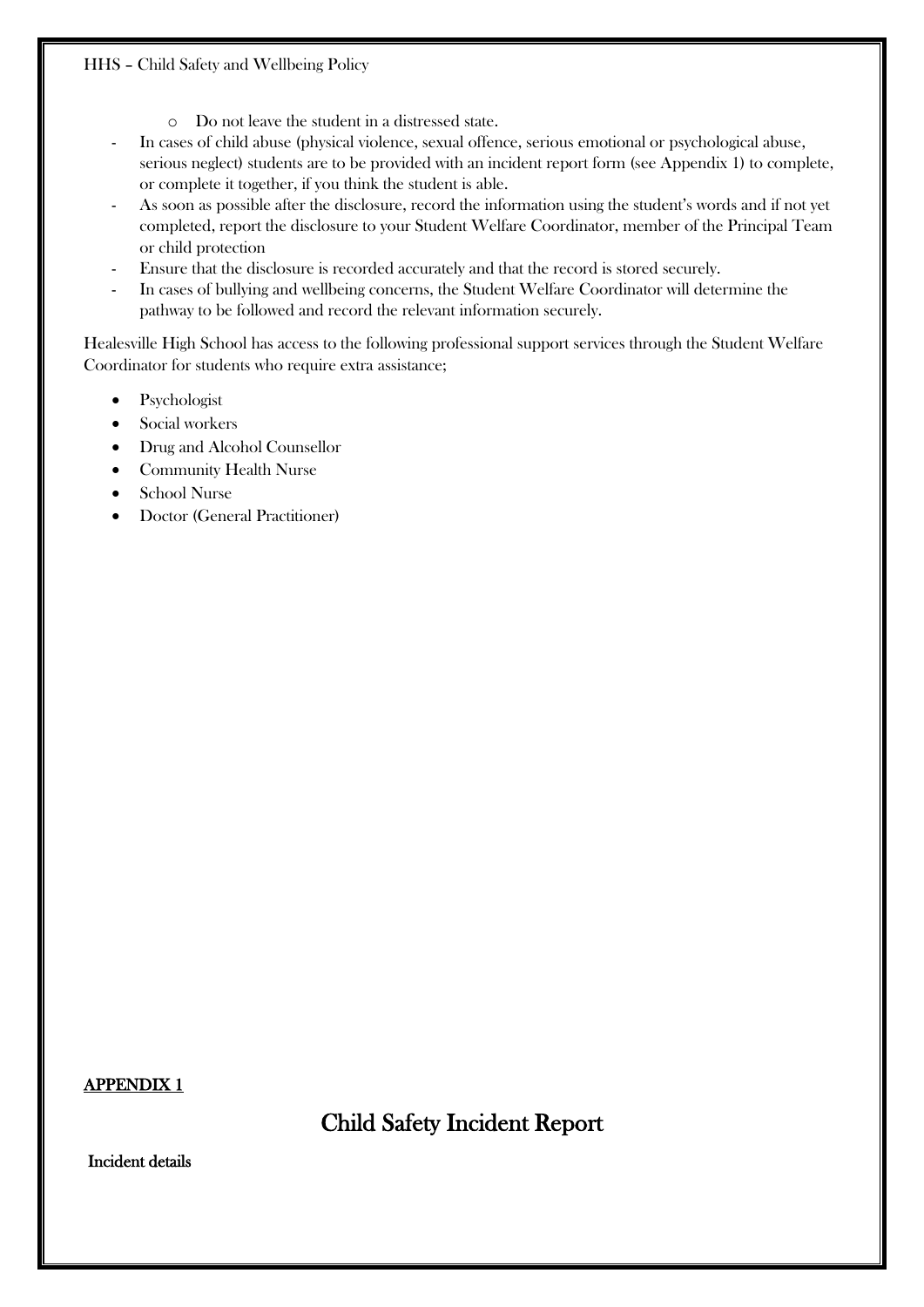- Do not leave the student in a distressed state.
- In cases of child abuse (physical violence, sexual offence, serious emotional or psychological abuse, serious neglect) students are to be provided with an incident report form (see Appendix 1) to complete, or complete it together, if you think the student is able.
- As soon as possible after the disclosure, record the information using the student's words and if not yet completed, report the disclosure to your Student Welfare Coordinator, member of the Principal Team or child protection
- Ensure that the disclosure is recorded accurately and that the record is stored securely.
- In cases of bullying and wellbeing concerns, the Student Welfare Coordinator will determine the pathway to be followed and record the relevant information securely.

Healesville High School has access to the following professional support services through the Student Welfare Coordinator for students who require extra assistance;

- Psychologist
- Social workers
- Drug and Alcohol Counsellor
- Community Health Nurse
- School Nurse
- Doctor (General Practitioner)

**APPENDIX 1**

# Child Safety Incident Report

**Incident details**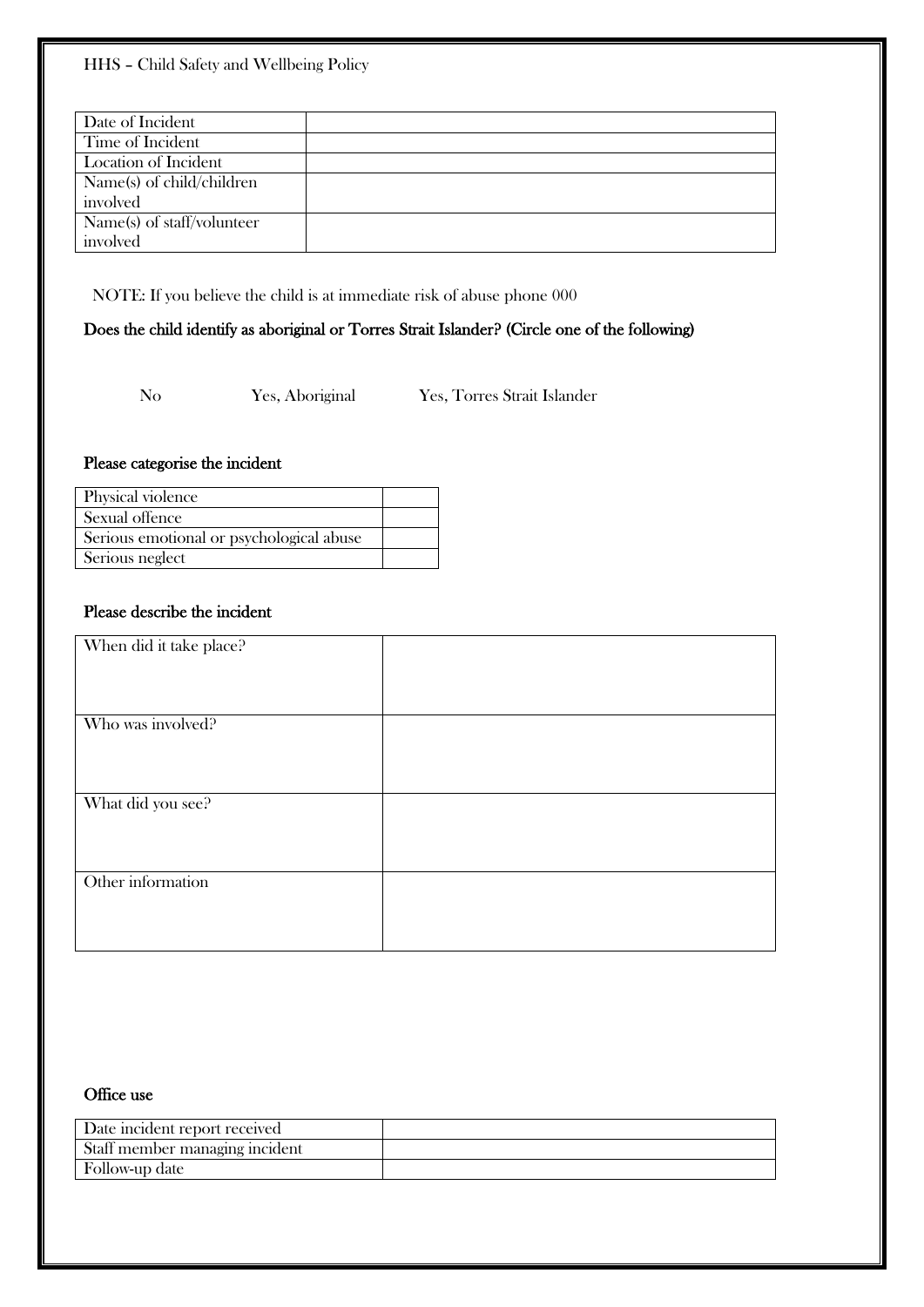| Date of Incident | |
|---|---|
| Time of Incident | |
| Location of Incident | |
| Name(s) of child/children involved | |
| Name(s) of staff/volunteer involved | |

NOTE: If you believe the child is at immediate risk of abuse phone 000

**Does the child identify as aboriginal or Torres Strait Islander? (Circle one of the following)**

No Yes, Aboriginal Yes, Torres Strait Islander

**Please categorise the incident**

| Physical violence | |
|---|---|
| Sexual offence | |
| Serious emotional or psychological abuse | |
| Serious neglect | |

**Please describe the incident**

| When did it take place? | |
|---|---|
| Who was involved? | |
| What did you see? | |
| Other information | |

**Office use**

| Date incident report received | |
|---|---|
| Staff member managing incident | |
| Follow-up date | |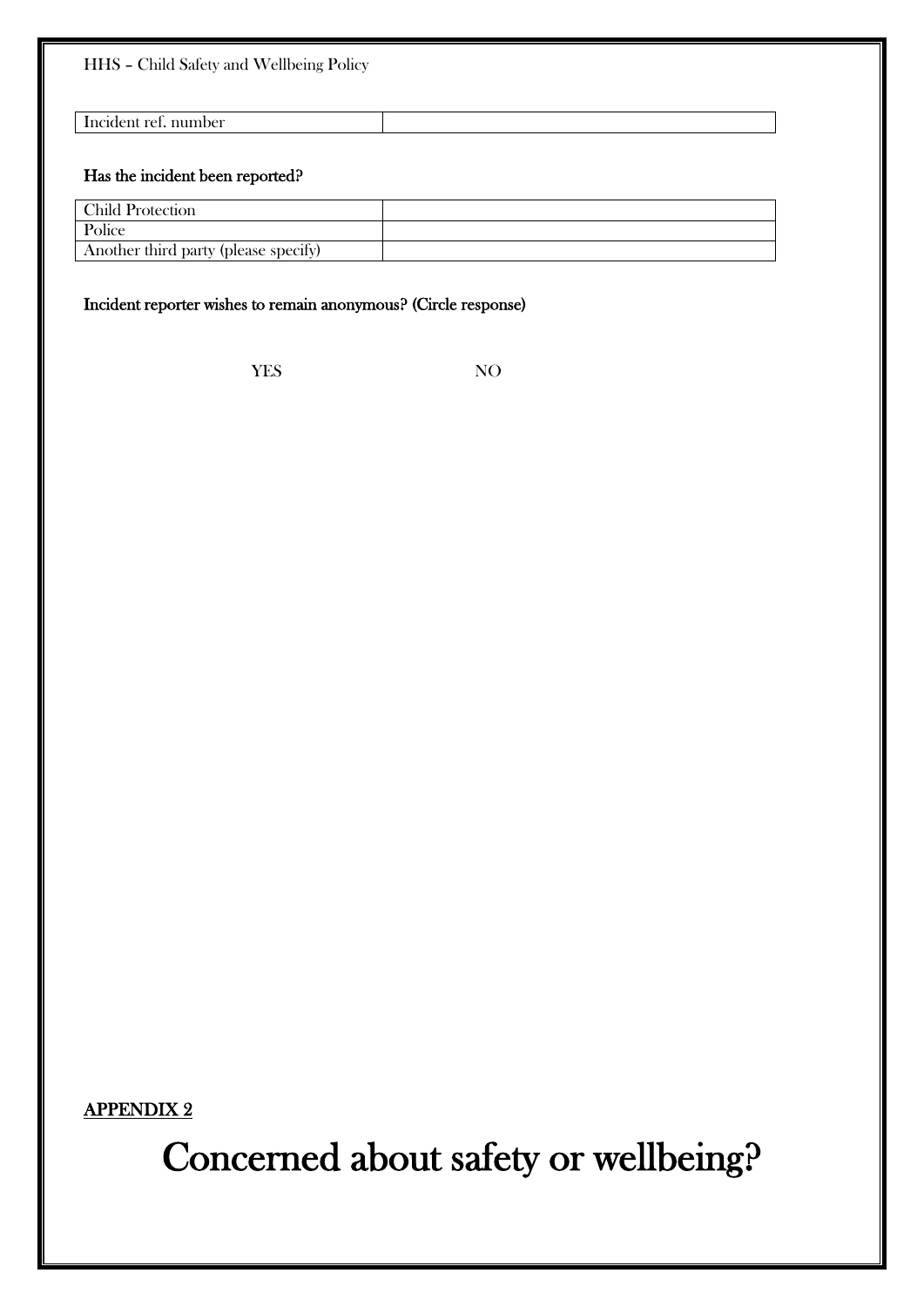| Incident ref. number | |
|---|---|

**Has the incident been reported?**

| Child Protection | |
|---|---|
| Police | |
| Another third party (please specify) | |

**Incident reporter wishes to remain anonymous? (Circle response)**

YES NO

**APPENDIX 2**

# Concerned about safety or wellbeing?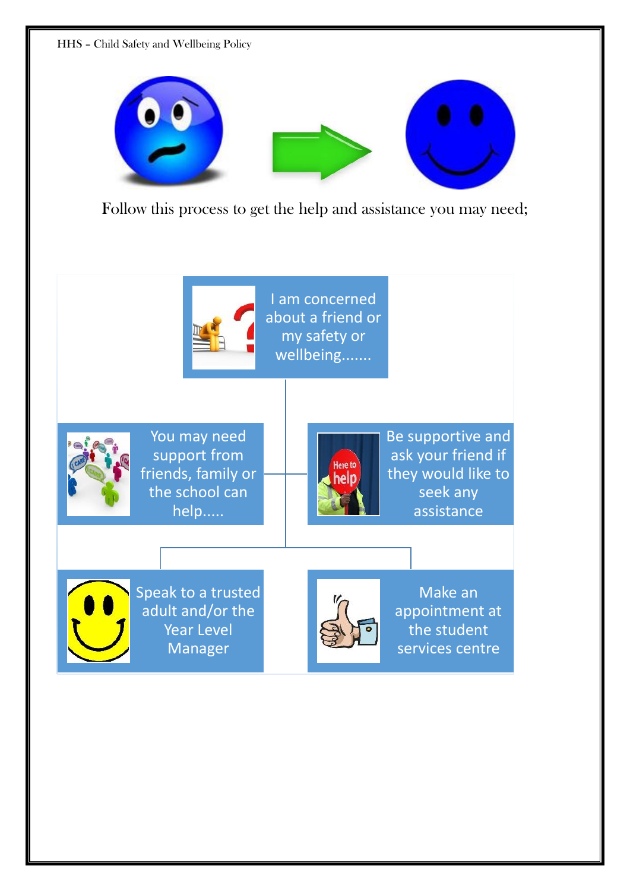Follow this process to get the help and assistance you may need;

I am concerned about a friend or my safety or wellbeing.......

You may need support from friends, family or the school can help.....

Be supportive and ask your friend if they would like to seek any assistance

Speak to a trusted adult and/or the Year Level Manager

Make an appointment at the student services centre